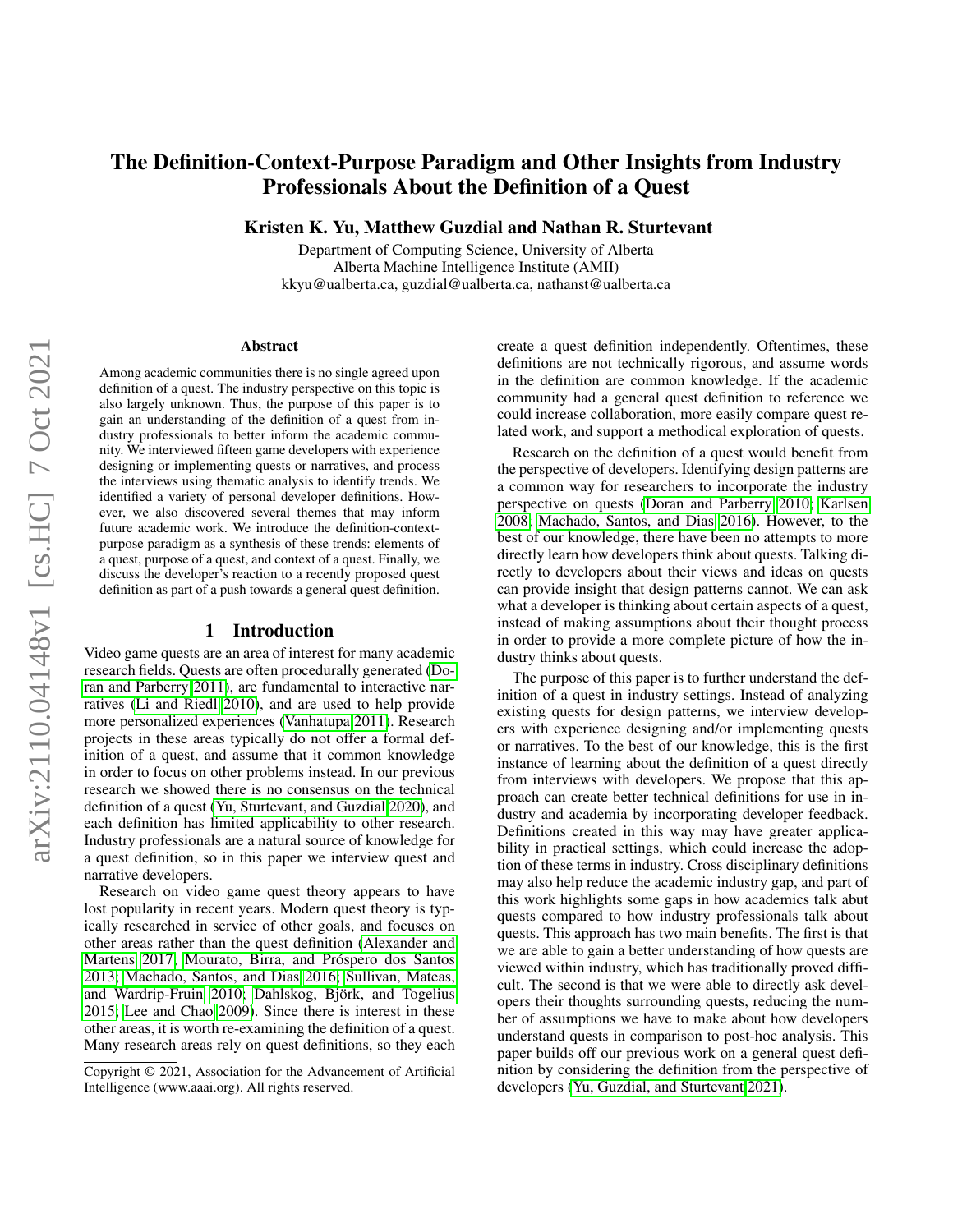# The Definition-Context-Purpose Paradigm and Other Insights from Industry Professionals About the Definition of a Quest

**Kristen K. Yu, Matthew Guzdial and Nathan R. Sturtevant**

Department of Computing Science, University of Alberta
Alberta Machine Intelligence Institute (AMII)
kkyu@ualberta.ca, guzdial@ualberta.ca, nathanst@ualberta.ca

## Abstract

Among academic communities there is no single agreed upon definition of a quest. The industry perspective on this topic is also largely unknown. Thus, the purpose of this paper is to gain an understanding of the definition of a quest from industry professionals to better inform the academic community. We interviewed fifteen game developers with experience designing or implementing quests or narratives, and process the interviews using thematic analysis to identify trends. We identified a variety of personal developer definitions. However, we also discovered several themes that may inform future academic work. We introduce the definition-context-purpose paradigm as a synthesis of these trends: elements of a quest, purpose of a quest, and context of a quest. Finally, we discuss the developer's reaction to a recently proposed quest definition as part of a push towards a general quest definition.

## 1 Introduction

Video game quests are an area of interest for many academic research fields. Quests are often procedurally generated (Doran and Parberry 2011), are fundamental to interactive narratives (Li and Riedl 2010), and are used to help provide more personalized experiences (Vanhatupa 2011). Research projects in these areas typically do not offer a formal definition of a quest, and assume that it common knowledge in order to focus on other problems instead. In our previous research we showed there is no consensus on the technical definition of a quest (Yu, Sturtevant, and Guzdial 2020), and each definition has limited applicability to other research. Industry professionals are a natural source of knowledge for a quest definition, so in this paper we interview quest and narrative developers.

Research on video game quest theory appears to have lost popularity in recent years. Modern quest theory is typically researched in service of other goals, and focuses on other areas rather than the quest definition (Alexander and Martens 2017; Mourato, Birra, and Próspero dos Santos 2013; Machado, Santos, and Dias 2016; Sullivan, Mateas, and Wardrip-Fruin 2010; Dahlskog, Björk, and Togelius 2015; Lee and Chao 2009). Since there is interest in these other areas, it is worth re-examining the definition of a quest. Many research areas rely on quest definitions, so they each create a quest definition independently. Oftentimes, these definitions are not technically rigorous, and assume words in the definition are common knowledge. If the academic community had a general quest definition to reference we could increase collaboration, more easily compare quest related work, and support a methodical exploration of quests.

Research on the definition of a quest would benefit from the perspective of developers. Identifying design patterns are a common way for researchers to incorporate the industry perspective on quests (Doran and Parberry 2010; Karlsen 2008; Machado, Santos, and Dias 2016). However, to the best of our knowledge, there have been no attempts to more directly learn how developers think about quests. Talking directly to developers about their views and ideas on quests can provide insight that design patterns cannot. We can ask what a developer is thinking about certain aspects of a quest, instead of making assumptions about their thought process in order to provide a more complete picture of how the industry thinks about quests.

The purpose of this paper is to further understand the definition of a quest in industry settings. Instead of analyzing existing quests for design patterns, we interview developers with experience designing and/or implementing quests or narratives. To the best of our knowledge, this is the first instance of learning about the definition of a quest directly from interviews with developers. We propose that this approach can create better technical definitions for use in industry and academia by incorporating developer feedback. Definitions created in this way may have greater applicability in practical settings, which could increase the adoption of these terms in industry. Cross disciplinary definitions may also help reduce the academic industry gap, and part of this work highlights some gaps in how academics talk abut quests compared to how industry professionals talk about quests. This approach has two main benefits. The first is that we are able to gain a better understanding of how quests are viewed within industry, which has traditionally proved difficult. The second is that we were able to directly ask developers their thoughts surrounding quests, reducing the number of assumptions we have to make about how developers understand quests in comparison to post-hoc analysis. This paper builds off our previous work on a general quest definition by considering the definition from the perspective of developers (Yu, Guzdial, and Sturtevant 2021).

Copyright © 2021, Association for the Advancement of Artificial Intelligence (www.aaai.org). All rights reserved.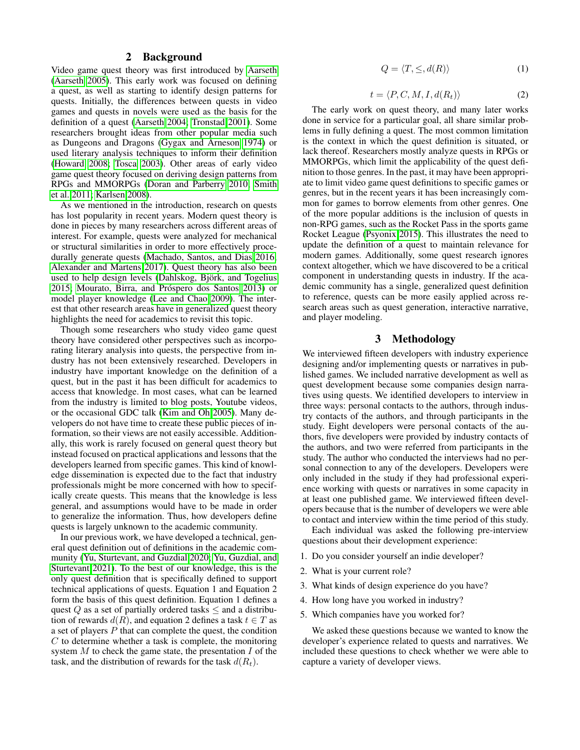## 2 Background

Video game quest theory was first introduced by Aarseth (Aarseth 2005). This early work was focused on defining a quest, as well as starting to identify design patterns for quests. Initially, the differences between quests in video games and quests in novels were used as the basis for the definition of a quest (Aarseth 2004; Tronstad 2001). Some researchers brought ideas from other popular media such as Dungeons and Dragons (Gygax and Arneson 1974) or used literary analysis techniques to inform their definition (Howard 2008; Tosca 2003). Other areas of early video game quest theory focused on deriving design patterns from RPGs and MMORPGs (Doran and Parberry 2010; Smith et al. 2011; Karlsen 2008).

As we mentioned in the introduction, research on quests has lost popularity in recent years. Modern quest theory is done in pieces by many researchers across different areas of interest. For example, quests were analyzed for mechanical or structural similarities in order to more effectively procedurally generate quests (Machado, Santos, and Dias 2016; Alexander and Martens 2017). Quest theory has also been used to help design levels (Dahlskog, Björk, and Togelius 2015; Mourato, Birra, and Próspero dos Santos 2013) or model player knowledge (Lee and Chao 2009). The interest that other research areas have in generalized quest theory highlights the need for academics to revisit this topic.

Though some researchers who study video game quest theory have considered other perspectives such as incorporating literary analysis into quests, the perspective from industry has not been extensively researched. Developers in industry have important knowledge on the definition of a quest, but in the past it has been difficult for academics to access that knowledge. In most cases, what can be learned from the industry is limited to blog posts, Youtube videos, or the occasional GDC talk (Kim and Oh 2005). Many developers do not have time to create these public pieces of information, so their views are not easily accessible. Additionally, this work is rarely focused on general quest theory but instead focused on practical applications and lessons that the developers learned from specific games. This kind of knowledge dissemination is expected due to the fact that industry professionals might be more concerned with how to specifically create quests. This means that the knowledge is less general, and assumptions would have to be made in order to generalize the information. Thus, how developers define quests is largely unknown to the academic community.

In our previous work, we have developed a technical, general quest definition out of definitions in the academic community (Yu, Sturtevant, and Guzdial 2020; Yu, Guzdial, and Sturtevant 2021). To the best of our knowledge, this is the only quest definition that is specifically defined to support technical applications of quests. Equation 1 and Equation 2 form the basis of this quest definition. Equation 1 defines a quest $Q$ as a set of partially ordered tasks $\leq$ and a distribution of rewards $d(R)$, and equation 2 defines a task $t \in T$ as a set of players $P$ that can complete the quest, the condition $C$ to determine whether a task is complete, the monitoring system $M$ to check the game state, the presentation $I$ of the task, and the distribution of rewards for the task $d(R_t)$.

$$Q = \langle T, \leq, d(R) \rangle \tag{1}$$

$$t = \langle P, C, M, I, d(R_t) \rangle \tag{2}$$

The early work on quest theory, and many later works done in service for a particular goal, all share similar problems in fully defining a quest. The most common limitation is the context in which the quest definition is situated, or lack thereof. Researchers mostly analyze quests in RPGs or MMORPGs, which limit the applicability of the quest definition to those genres. In the past, it may have been appropriate to limit video game quest definitions to specific games or genres, but in the recent years it has been increasingly common for games to borrow elements from other genres. One of the more popular additions is the inclusion of quests in non-RPG games, such as the Rocket Pass in the sports game Rocket League (Psyonix 2015). This illustrates the need to update the definition of a quest to maintain relevance for modern games. Additionally, some quest research ignores context altogether, which we have discovered to be a critical component in understanding quests in industry. If the academic community has a single, generalized quest definition to reference, quests can be more easily applied across research areas such as quest generation, interactive narrative, and player modeling.

## 3 Methodology

We interviewed fifteen developers with industry experience designing and/or implementing quests or narratives in published games. We included narrative development as well as quest development because some companies design narratives using quests. We identified developers to interview in three ways: personal contacts to the authors, through industry contacts of the authors, and through participants in the study. Eight developers were personal contacts of the authors, five developers were provided by industry contacts of the authors, and two were referred from participants in the study. The author who conducted the interviews had no personal connection to any of the developers. Developers were only included in the study if they had professional experience working with quests or narratives in some capacity in at least one published game. We interviewed fifteen developers because that is the number of developers we were able to contact and interview within the time period of this study.

Each individual was asked the following pre-interview questions about their development experience:

1. Do you consider yourself an indie developer?
2. What is your current role?
3. What kinds of design experience do you have?
4. How long have you worked in industry?
5. Which companies have you worked for?

We asked these questions because we wanted to know the developer's experience related to quests and narratives. We included these questions to check whether we were able to capture a variety of developer views.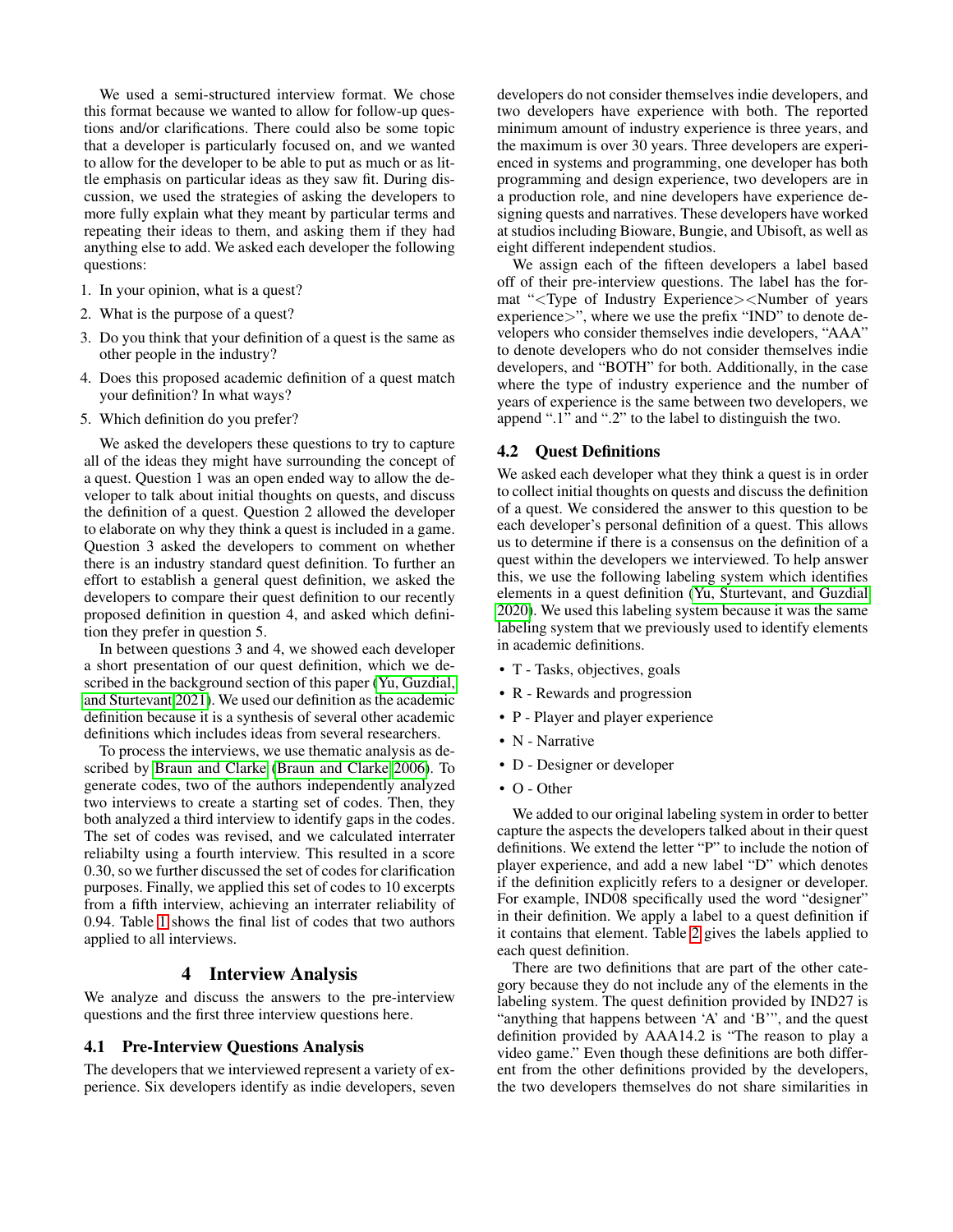We used a semi-structured interview format. We chose this format because we wanted to allow for follow-up questions and/or clarifications. There could also be some topic that a developer is particularly focused on, and we wanted to allow for the developer to be able to put as much or as little emphasis on particular ideas as they saw fit. During discussion, we used the strategies of asking the developers to more fully explain what they meant by particular terms and repeating their ideas to them, and asking them if they had anything else to add. We asked each developer the following questions:

1. In your opinion, what is a quest?
2. What is the purpose of a quest?
3. Do you think that your definition of a quest is the same as other people in the industry?
4. Does this proposed academic definition of a quest match your definition? In what ways?
5. Which definition do you prefer?

We asked the developers these questions to try to capture all of the ideas they might have surrounding the concept of a quest. Question 1 was an open ended way to allow the developer to talk about initial thoughts on quests, and discuss the definition of a quest. Question 2 allowed the developer to elaborate on why they think a quest is included in a game. Question 3 asked the developers to comment on whether there is an industry standard quest definition. To further an effort to establish a general quest definition, we asked the developers to compare their quest definition to our recently proposed definition in question 4, and asked which definition they prefer in question 5.

In between questions 3 and 4, we showed each developer a short presentation of our quest definition, which we described in the background section of this paper (Yu, Guzdial, and Sturtevant 2021). We used our definition as the academic definition because it is a synthesis of several other academic definitions which includes ideas from several researchers.

To process the interviews, we use thematic analysis as described by Braun and Clarke (Braun and Clarke 2006). To generate codes, two of the authors independently analyzed two interviews to create a starting set of codes. Then, they both analyzed a third interview to identify gaps in the codes. The set of codes was revised, and we calculated interrater reliabilty using a fourth interview. This resulted in a score 0.30, so we further discussed the set of codes for clarification purposes. Finally, we applied this set of codes to 10 excerpts from a fifth interview, achieving an interrater reliability of 0.94. Table 1 shows the final list of codes that two authors applied to all interviews.

# 4 Interview Analysis

We analyze and discuss the answers to the pre-interview questions and the first three interview questions here.

## 4.1 Pre-Interview Questions Analysis

The developers that we interviewed represent a variety of experience. Six developers identify as indie developers, seven developers do not consider themselves indie developers, and two developers have experience with both. The reported minimum amount of industry experience is three years, and the maximum is over 30 years. Three developers are experienced in systems and programming, one developer has both programming and design experience, two developers are in a production role, and nine developers have experience designing quests and narratives. These developers have worked at studios including Bioware, Bungie, and Ubisoft, as well as eight different independent studios.

We assign each of the fifteen developers a label based off of their pre-interview questions. The label has the format "<Type of Industry Experience><Number of years experience>", where we use the prefix "IND" to denote developers who consider themselves indie developers, "AAA" to denote developers who do not consider themselves indie developers, and "BOTH" for both. Additionally, in the case where the type of industry experience and the number of years of experience is the same between two developers, we append ".1" and ".2" to the label to distinguish the two.

## 4.2 Quest Definitions

We asked each developer what they think a quest is in order to collect initial thoughts on quests and discuss the definition of a quest. We considered the answer to this question to be each developer's personal definition of a quest. This allows us to determine if there is a consensus on the definition of a quest within the developers we interviewed. To help answer this, we use the following labeling system which identifies elements in a quest definition (Yu, Sturtevant, and Guzdial 2020). We used this labeling system because it was the same labeling system that we previously used to identify elements in academic definitions.

- T - Tasks, objectives, goals
- R - Rewards and progression
- P - Player and player experience
- N - Narrative
- D - Designer or developer
- O - Other

We added to our original labeling system in order to better capture the aspects the developers talked about in their quest definitions. We extend the letter "P" to include the notion of player experience, and add a new label "D" which denotes if the definition explicitly refers to a designer or developer. For example, IND08 specifically used the word "designer" in their definition. We apply a label to a quest definition if it contains that element. Table 2 gives the labels applied to each quest definition.

There are two definitions that are part of the other category because they do not include any of the elements in the labeling system. The quest definition provided by IND27 is "anything that happens between 'A' and 'B'", and the quest definition provided by AAA14.2 is "The reason to play a video game." Even though these definitions are both different from the other definitions provided by the developers, the two developers themselves do not share similarities in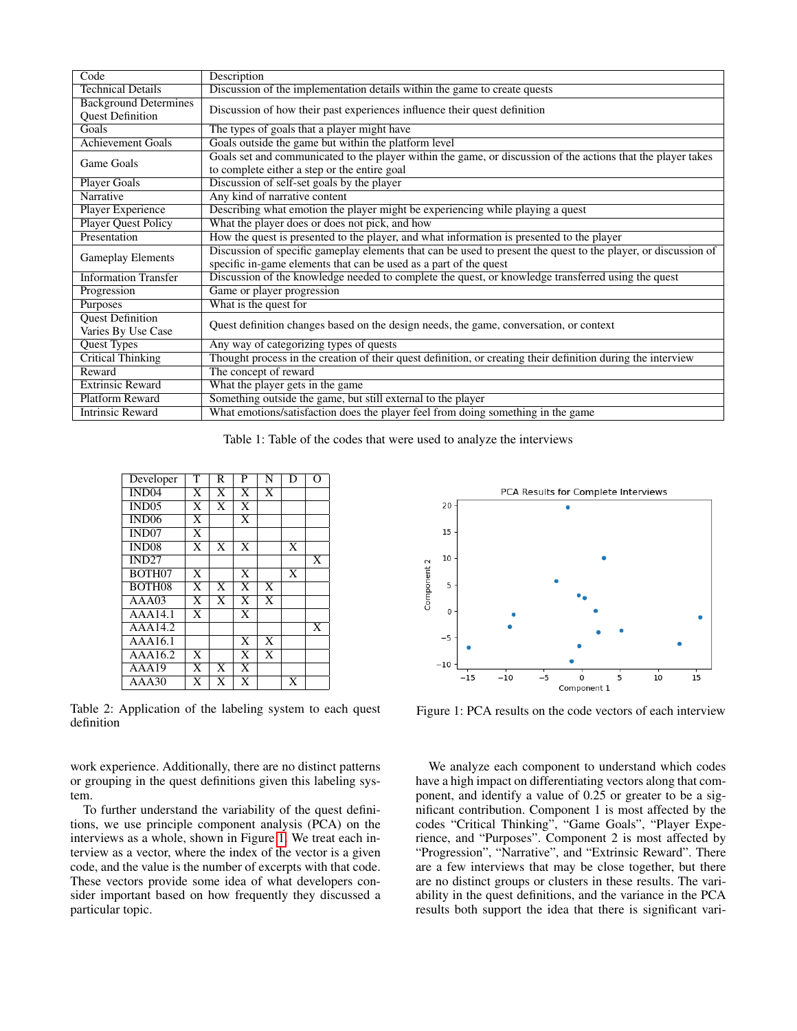| Code | Description |
|---|---|
| Technical Details | Discussion of the implementation details within the game to create quests |
| Background Determines Quest Definition | Discussion of how their past experiences influence their quest definition |
| Goals | The types of goals that a player might have |
| Achievement Goals | Goals outside the game but within the platform level |
| Game Goals | Goals set and communicated to the player within the game, or discussion of the actions that the player takes to complete either a step or the entire goal |
| Player Goals | Discussion of self-set goals by the player |
| Narrative | Any kind of narrative content |
| Player Experience | Describing what emotion the player might be experiencing while playing a quest |
| Player Quest Policy | What the player does or does not pick, and how |
| Presentation | How the quest is presented to the player, and what information is presented to the player |
| Gameplay Elements | Discussion of specific gameplay elements that can be used to present the quest to the player, or discussion of specific in-game elements that can be used as a part of the quest |
| Information Transfer | Discussion of the knowledge needed to complete the quest, or knowledge transferred using the quest |
| Progression | Game or player progression |
| Purposes | What is the quest for |
| Quest Definition Varies By Use Case | Quest definition changes based on the design needs, the game, conversation, or context |
| Quest Types | Any way of categorizing types of quests |
| Critical Thinking | Thought process in the creation of their quest definition, or creating their definition during the interview |
| Reward | The concept of reward |
| Extrinsic Reward | What the player gets in the game |
| Platform Reward | Something outside the game, but still external to the player |
| Intrinsic Reward | What emotions/satisfaction does the player feel from doing something in the game |

Table 1: Table of the codes that were used to analyze the interviews

| Developer | T | R | P | N | D | O |
|---|---|---|---|---|---|---|
| IND04 | X | X | X | X | | |
| IND05 | X | X | X | | | |
| IND06 | X | | X | | | |
| IND07 | X | | | | | |
| IND08 | X | X | X | | X | |
| IND27 | | | | | | X |
| BOTH07 | X | | X | | X | |
| BOTH08 | X | X | X | X | | |
| AAA03 | X | X | X | X | | |
| AAA14.1 | X | | X | | | |
| AAA14.2 | | | | | | X |
| AAA16.1 | | | X | X | | |
| AAA16.2 | X | | X | X | | |
| AAA19 | X | X | X | | | |
| AAA30 | X | X | X | | X | |

Table 2: Application of the labeling system to each quest definition

PCA Results for Complete Interviews
Component 1
Component 2
20
15
10
5
0
−5
−10
−15
−10
−5
0
5
10
15

Figure 1: PCA results on the code vectors of each interview

work experience. Additionally, there are no distinct patterns or grouping in the quest definitions given this labeling system.

To further understand the variability of the quest definitions, we use principle component analysis (PCA) on the interviews as a whole, shown in Figure 1. We treat each interview as a vector, where the index of the vector is a given code, and the value is the number of excerpts with that code. These vectors provide some idea of what developers consider important based on how frequently they discussed a particular topic.

We analyze each component to understand which codes have a high impact on differentiating vectors along that component, and identify a value of 0.25 or greater to be a significant contribution. Component 1 is most affected by the codes "Critical Thinking", "Game Goals", "Player Experience, and "Purposes". Component 2 is most affected by "Progression", "Narrative", and "Extrinsic Reward". There are a few interviews that may be close together, but there are no distinct groups or clusters in these results. The variability in the quest definitions, and the variance in the PCA results both support the idea that there is significant vari-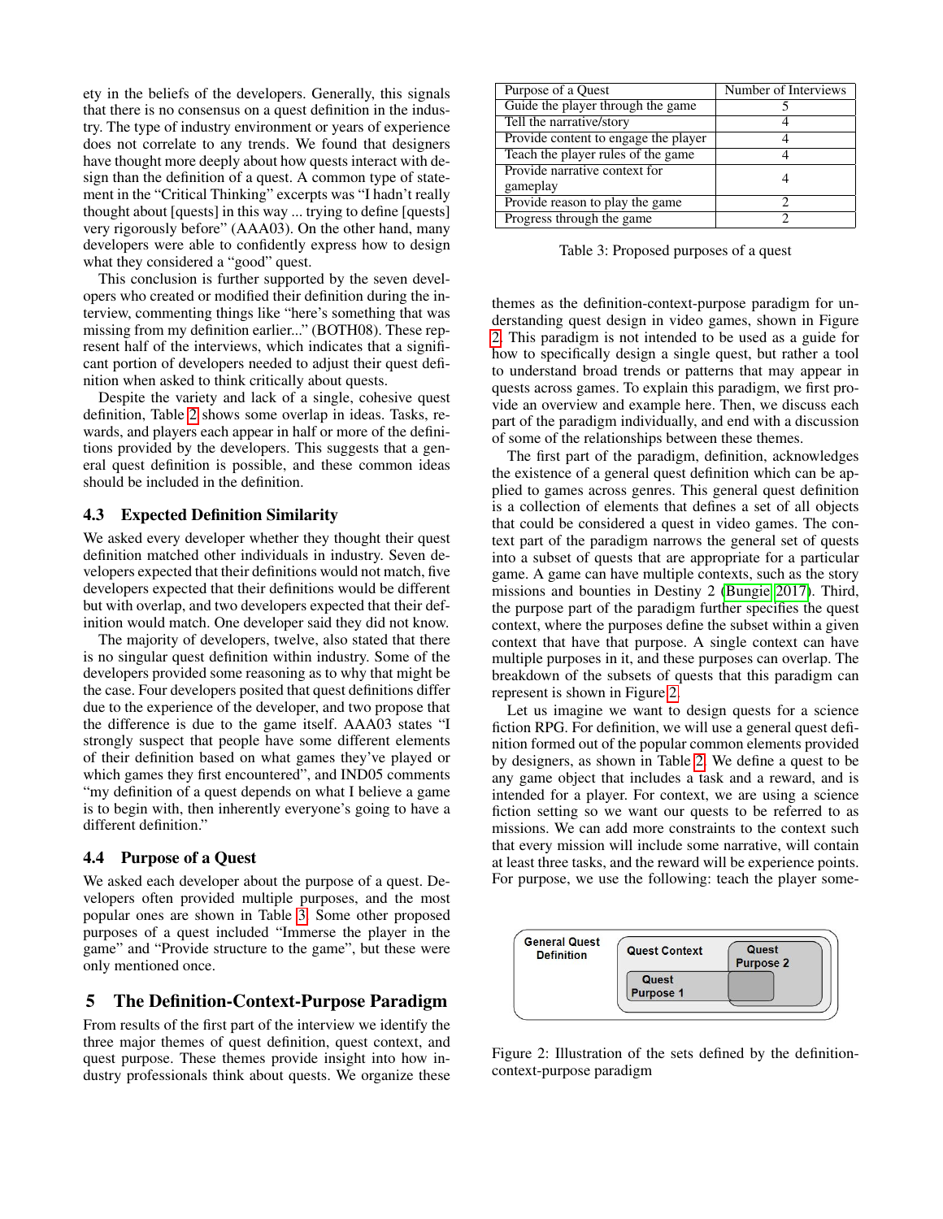ety in the beliefs of the developers. Generally, this signals that there is no consensus on a quest definition in the industry. The type of industry environment or years of experience does not correlate to any trends. We found that designers have thought more deeply about how quests interact with design than the definition of a quest. A common type of statement in the "Critical Thinking" excerpts was "I hadn't really thought about [quests] in this way ... trying to define [quests] very rigorously before" (AAA03). On the other hand, many developers were able to confidently express how to design what they considered a "good" quest.

This conclusion is further supported by the seven developers who created or modified their definition during the interview, commenting things like "here's something that was missing from my definition earlier..." (BOTH08). These represent half of the interviews, which indicates that a significant portion of developers needed to adjust their quest definition when asked to think critically about quests.

Despite the variety and lack of a single, cohesive quest definition, Table 2 shows some overlap in ideas. Tasks, rewards, and players each appear in half or more of the definitions provided by the developers. This suggests that a general quest definition is possible, and these common ideas should be included in the definition.

### 4.3 Expected Definition Similarity

We asked every developer whether they thought their quest definition matched other individuals in industry. Seven developers expected that their definitions would not match, five developers expected that their definitions would be different but with overlap, and two developers expected that their definition would match. One developer said they did not know.

The majority of developers, twelve, also stated that there is no singular quest definition within industry. Some of the developers provided some reasoning as to why that might be the case. Four developers posited that quest definitions differ due to the experience of the developer, and two propose that the difference is due to the game itself. AAA03 states "I strongly suspect that people have some different elements of their definition based on what games they've played or which games they first encountered", and IND05 comments "my definition of a quest depends on what I believe a game is to begin with, then inherently everyone's going to have a different definition."

### 4.4 Purpose of a Quest

We asked each developer about the purpose of a quest. Developers often provided multiple purposes, and the most popular ones are shown in Table 3. Some other proposed purposes of a quest included "Immerse the player in the game" and "Provide structure to the game", but these were only mentioned once.

| Purpose of a Quest | Number of Interviews |
|---|---|
| Guide the player through the game | 5 |
| Tell the narrative/story | 4 |
| Provide content to engage the player | 4 |
| Teach the player rules of the game | 4 |
| Provide narrative context for gameplay | 4 |
| Provide reason to play the game | 2 |
| Progress through the game | 2 |

Table 3: Proposed purposes of a quest

## 5 The Definition-Context-Purpose Paradigm

From results of the first part of the interview we identify the three major themes of quest definition, quest context, and quest purpose. These themes provide insight into how industry professionals think about quests. We organize these themes as the definition-context-purpose paradigm for understanding quest design in video games, shown in Figure 2. This paradigm is not intended to be used as a guide for how to specifically design a single quest, but rather a tool to understand broad trends or patterns that may appear in quests across games. To explain this paradigm, we first provide an overview and example here. Then, we discuss each part of the paradigm individually, and end with a discussion of some of the relationships between these themes.

The first part of the paradigm, definition, acknowledges the existence of a general quest definition which can be applied to games across genres. This general quest definition is a collection of elements that defines a set of all objects that could be considered a quest in video games. The context part of the paradigm narrows the general set of quests into a subset of quests that are appropriate for a particular game. A game can have multiple contexts, such as the story missions and bounties in Destiny 2 (Bungie 2017). Third, the purpose part of the paradigm further specifies the quest context, where the purposes define the subset within a given context that have that purpose. A single context can have multiple purposes in it, and these purposes can overlap. The breakdown of the subsets of quests that this paradigm can represent is shown in Figure 2.

Let us imagine we want to design quests for a science fiction RPG. For definition, we will use a general quest definition formed out of the popular common elements provided by designers, as shown in Table 2. We define a quest to be any game object that includes a task and a reward, and is intended for a player. For context, we are using a science fiction setting so we want our quests to be referred to as missions. We can add more constraints to the context such that every mission will include some narrative, will contain at least three tasks, and the reward will be experience points. For purpose, we use the following: teach the player some-

General Quest Definition

Quest Context

Quest Purpose 2

Quest Purpose 1

Figure 2: Illustration of the sets defined by the definition-context-purpose paradigm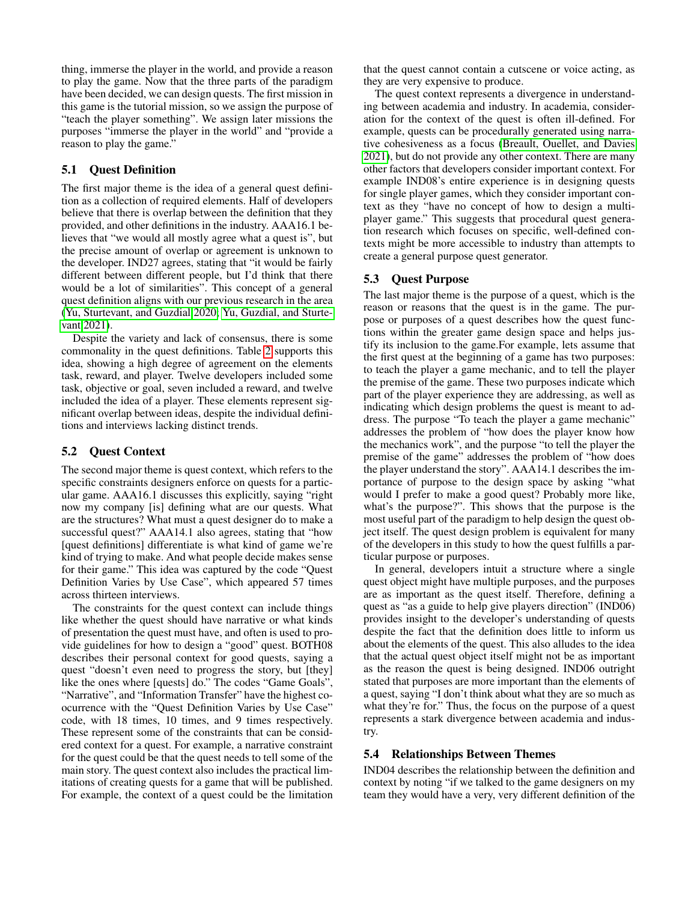thing, immerse the player in the world, and provide a reason to play the game. Now that the three parts of the paradigm have been decided, we can design quests. The first mission in this game is the tutorial mission, so we assign the purpose of "teach the player something". We assign later missions the purposes "immerse the player in the world" and "provide a reason to play the game."

## 5.1 Quest Definition

The first major theme is the idea of a general quest definition as a collection of required elements. Half of developers believe that there is overlap between the definition that they provided, and other definitions in the industry. AAA16.1 believes that "we would all mostly agree what a quest is", but the precise amount of overlap or agreement is unknown to the developer. IND27 agrees, stating that "it would be fairly different between different people, but I'd think that there would be a lot of similarities". This concept of a general quest definition aligns with our previous research in the area (Yu, Sturtevant, and Guzdial 2020; Yu, Guzdial, and Sturtevant 2021).

Despite the variety and lack of consensus, there is some commonality in the quest definitions. Table 2 supports this idea, showing a high degree of agreement on the elements task, reward, and player. Twelve developers included some task, objective or goal, seven included a reward, and twelve included the idea of a player. These elements represent significant overlap between ideas, despite the individual definitions and interviews lacking distinct trends.

## 5.2 Quest Context

The second major theme is quest context, which refers to the specific constraints designers enforce on quests for a particular game. AAA16.1 discusses this explicitly, saying "right now my company [is] defining what are our quests. What are the structures? What must a quest designer do to make a successful quest?" AAA14.1 also agrees, stating that "how [quest definitions] differentiate is what kind of game we're kind of trying to make. And what people decide makes sense for their game." This idea was captured by the code "Quest Definition Varies by Use Case", which appeared 57 times across thirteen interviews.

The constraints for the quest context can include things like whether the quest should have narrative or what kinds of presentation the quest must have, and often is used to provide guidelines for how to design a "good" quest. BOTH08 describes their personal context for good quests, saying a quest "doesn't even need to progress the story, but [they] like the ones where [quests] do." The codes "Game Goals", "Narrative", and "Information Transfer" have the highest cooccurrence with the "Quest Definition Varies by Use Case" code, with 18 times, 10 times, and 9 times respectively. These represent some of the constraints that can be considered context for a quest. For example, a narrative constraint for the quest could be that the quest needs to tell some of the main story. The quest context also includes the practical limitations of creating quests for a game that will be published. For example, the context of a quest could be the limitation that the quest cannot contain a cutscene or voice acting, as they are very expensive to produce.

The quest context represents a divergence in understanding between academia and industry. In academia, consideration for the context of the quest is often ill-defined. For example, quests can be procedurally generated using narrative cohesiveness as a focus (Breault, Ouellet, and Davies 2021), but do not provide any other context. There are many other factors that developers consider important context. For example IND08's entire experience is in designing quests for single player games, which they consider important context as they "have no concept of how to design a multiplayer game." This suggests that procedural quest generation research which focuses on specific, well-defined contexts might be more accessible to industry than attempts to create a general purpose quest generator.

## 5.3 Quest Purpose

The last major theme is the purpose of a quest, which is the reason or reasons that the quest is in the game. The purpose or purposes of a quest describes how the quest functions within the greater game design space and helps justify its inclusion to the game.For example, lets assume that the first quest at the beginning of a game has two purposes: to teach the player a game mechanic, and to tell the player the premise of the game. These two purposes indicate which part of the player experience they are addressing, as well as indicating which design problems the quest is meant to address. The purpose "To teach the player a game mechanic" addresses the problem of "how does the player know how the mechanics work", and the purpose "to tell the player the premise of the game" addresses the problem of "how does the player understand the story". AAA14.1 describes the importance of purpose to the design space by asking "what would I prefer to make a good quest? Probably more like, what's the purpose?". This shows that the purpose is the most useful part of the paradigm to help design the quest object itself. The quest design problem is equivalent for many of the developers in this study to how the quest fulfills a particular purpose or purposes.

In general, developers intuit a structure where a single quest object might have multiple purposes, and the purposes are as important as the quest itself. Therefore, defining a quest as "as a guide to help give players direction" (IND06) provides insight to the developer's understanding of quests despite the fact that the definition does little to inform us about the elements of the quest. This also alludes to the idea that the actual quest object itself might not be as important as the reason the quest is being designed. IND06 outright stated that purposes are more important than the elements of a quest, saying "I don't think about what they are so much as what they're for." Thus, the focus on the purpose of a quest represents a stark divergence between academia and industry.

## 5.4 Relationships Between Themes

IND04 describes the relationship between the definition and context by noting "if we talked to the game designers on my team they would have a very, very different definition of the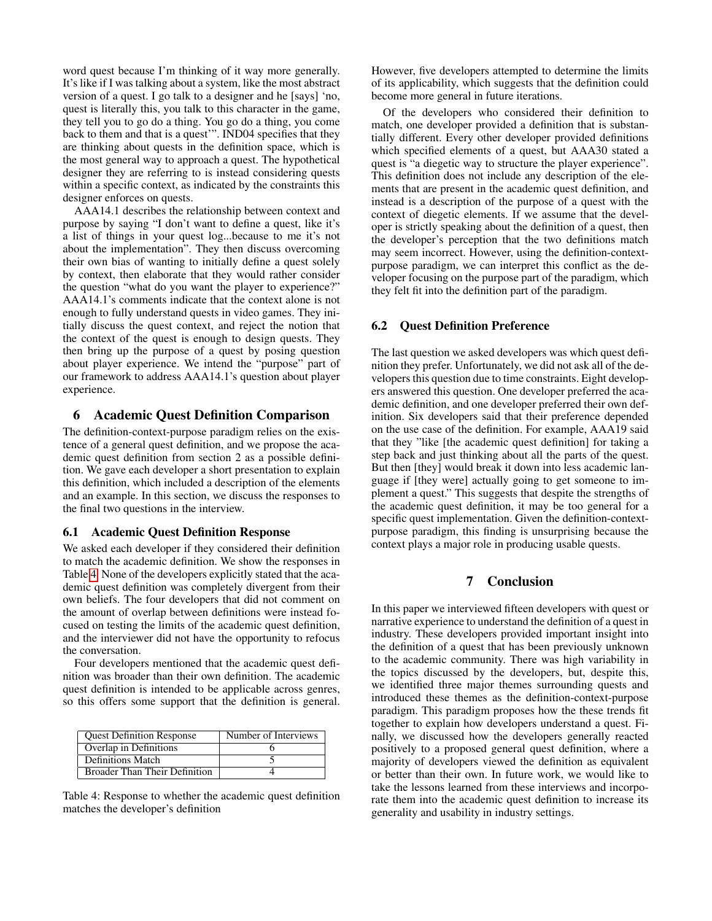word quest because I'm thinking of it way more generally. It's like if I was talking about a system, like the most abstract version of a quest. I go talk to a designer and he [says] 'no, quest is literally this, you talk to this character in the game, they tell you to go do a thing. You go do a thing, you come back to them and that is a quest'". IND04 specifies that they are thinking about quests in the definition space, which is the most general way to approach a quest. The hypothetical designer they are referring to is instead considering quests within a specific context, as indicated by the constraints this designer enforces on quests.

AAA14.1 describes the relationship between context and purpose by saying "I don't want to define a quest, like it's a list of things in your quest log...because to me it's not about the implementation". They then discuss overcoming their own bias of wanting to initially define a quest solely by context, then elaborate that they would rather consider the question "what do you want the player to experience?" AAA14.1's comments indicate that the context alone is not enough to fully understand quests in video games. They initially discuss the quest context, and reject the notion that the context of the quest is enough to design quests. They then bring up the purpose of a quest by posing question about player experience. We intend the "purpose" part of our framework to address AAA14.1's question about player experience.

# 6 Academic Quest Definition Comparison

The definition-context-purpose paradigm relies on the existence of a general quest definition, and we propose the academic quest definition from section 2 as a possible definition. We gave each developer a short presentation to explain this definition, which included a description of the elements and an example. In this section, we discuss the responses to the final two questions in the interview.

## 6.1 Academic Quest Definition Response

We asked each developer if they considered their definition to match the academic definition. We show the responses in Table 4. None of the developers explicitly stated that the academic quest definition was completely divergent from their own beliefs. The four developers that did not comment on the amount of overlap between definitions were instead focused on testing the limits of the academic quest definition, and the interviewer did not have the opportunity to refocus the conversation.

Four developers mentioned that the academic quest definition was broader than their own definition. The academic quest definition is intended to be applicable across genres, so this offers some support that the definition is general.

| Quest Definition Response | Number of Interviews |
|---|---|
| Overlap in Definitions | 6 |
| Definitions Match | 5 |
| Broader Than Their Definition | 4 |

Table 4: Response to whether the academic quest definition matches the developer's definition

However, five developers attempted to determine the limits of its applicability, which suggests that the definition could become more general in future iterations.

Of the developers who considered their definition to match, one developer provided a definition that is substantially different. Every other developer provided definitions which specified elements of a quest, but AAA30 stated a quest is "a diegetic way to structure the player experience". This definition does not include any description of the elements that are present in the academic quest definition, and instead is a description of the purpose of a quest with the context of diegetic elements. If we assume that the developer is strictly speaking about the definition of a quest, then the developer's perception that the two definitions match may seem incorrect. However, using the definition-context-purpose paradigm, we can interpret this conflict as the developer focusing on the purpose part of the paradigm, which they felt fit into the definition part of the paradigm.

## 6.2 Quest Definition Preference

The last question we asked developers was which quest definition they prefer. Unfortunately, we did not ask all of the developers this question due to time constraints. Eight developers answered this question. One developer preferred the academic definition, and one developer preferred their own definition. Six developers said that their preference depended on the use case of the definition. For example, AAA19 said that they "like [the academic quest definition] for taking a step back and just thinking about all the parts of the quest. But then [they] would break it down into less academic language if [they were] actually going to get someone to implement a quest." This suggests that despite the strengths of the academic quest definition, it may be too general for a specific quest implementation. Given the definition-context-purpose paradigm, this finding is unsurprising because the context plays a major role in producing usable quests.

# 7 Conclusion

In this paper we interviewed fifteen developers with quest or narrative experience to understand the definition of a quest in industry. These developers provided important insight into the definition of a quest that has been previously unknown to the academic community. There was high variability in the topics discussed by the developers, but, despite this, we identified three major themes surrounding quests and introduced these themes as the definition-context-purpose paradigm. This paradigm proposes how the these trends fit together to explain how developers understand a quest. Finally, we discussed how the developers generally reacted positively to a proposed general quest definition, where a majority of developers viewed the definition as equivalent or better than their own. In future work, we would like to take the lessons learned from these interviews and incorporate them into the academic quest definition to increase its generality and usability in industry settings.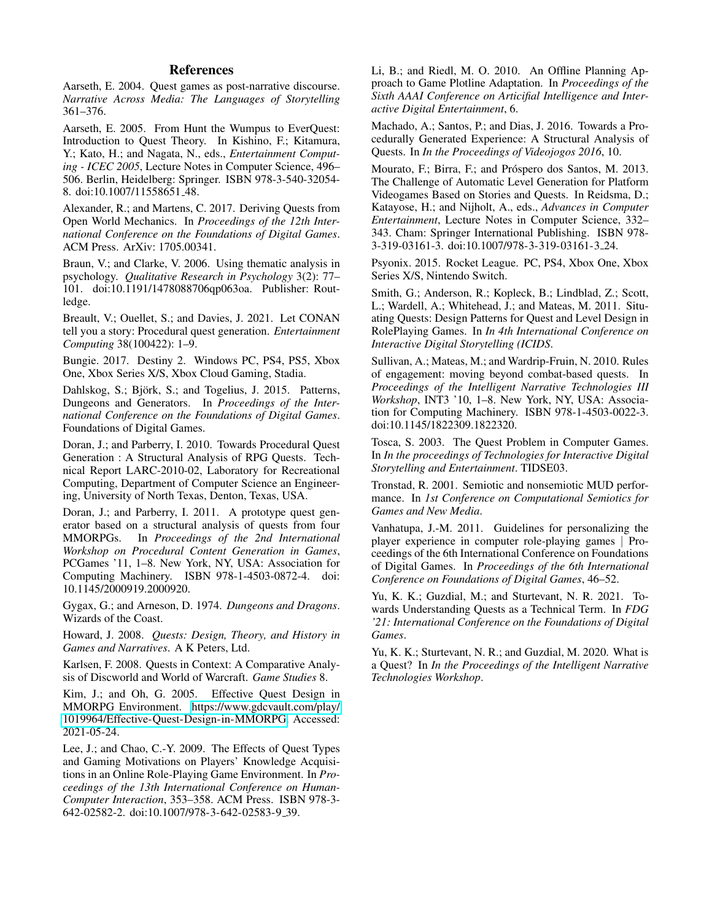## References

Aarseth, E. 2004. Quest games as post-narrative discourse. *Narrative Across Media: The Languages of Storytelling* 361–376.

Aarseth, E. 2005. From Hunt the Wumpus to EverQuest: Introduction to Quest Theory. In Kishino, F.; Kitamura, Y.; Kato, H.; and Nagata, N., eds., *Entertainment Computing - ICEC 2005*, Lecture Notes in Computer Science, 496–506. Berlin, Heidelberg: Springer. ISBN 978-3-540-32054-8. doi:10.1007/11558651_48.

Alexander, R.; and Martens, C. 2017. Deriving Quests from Open World Mechanics. In *Proceedings of the 12th International Conference on the Foundations of Digital Games*. ACM Press. ArXiv: 1705.00341.

Braun, V.; and Clarke, V. 2006. Using thematic analysis in psychology. *Qualitative Research in Psychology* 3(2): 77–101. doi:10.1191/1478088706qp063oa. Publisher: Routledge.

Breault, V.; Ouellet, S.; and Davies, J. 2021. Let CONAN tell you a story: Procedural quest generation. *Entertainment Computing* 38(100422): 1–9.

Bungie. 2017. Destiny 2. Windows PC, PS4, PS5, Xbox One, Xbox Series X/S, Xbox Cloud Gaming, Stadia.

Dahlskog, S.; Björk, S.; and Togelius, J. 2015. Patterns, Dungeons and Generators. In *Proceedings of the International Conference on the Foundations of Digital Games*. Foundations of Digital Games.

Doran, J.; and Parberry, I. 2010. Towards Procedural Quest Generation : A Structural Analysis of RPG Quests. Technical Report LARC-2010-02, Laboratory for Recreational Computing, Department of Computer Science an Engineering, University of North Texas, Denton, Texas, USA.

Doran, J.; and Parberry, I. 2011. A prototype quest generator based on a structural analysis of quests from four MMORPGs. In *Proceedings of the 2nd International Workshop on Procedural Content Generation in Games*, PCGames '11, 1–8. New York, NY, USA: Association for Computing Machinery. ISBN 978-1-4503-0872-4. doi:10.1145/2000919.2000920.

Gygax, G.; and Arneson, D. 1974. *Dungeons and Dragons*. Wizards of the Coast.

Howard, J. 2008. *Quests: Design, Theory, and History in Games and Narratives*. A K Peters, Ltd.

Karlsen, F. 2008. Quests in Context: A Comparative Analysis of Discworld and World of Warcraft. *Game Studies* 8.

Kim, J.; and Oh, G. 2005. Effective Quest Design in MMORPG Environment. https://www.gdcvault.com/play/1019964/Effective-Quest-Design-in-MMORPG. Accessed: 2021-05-24.

Lee, J.; and Chao, C.-Y. 2009. The Effects of Quest Types and Gaming Motivations on Players' Knowledge Acquisitions in an Online Role-Playing Game Environment. In *Proceedings of the 13th International Conference on Human-Computer Interaction*, 353–358. ACM Press. ISBN 978-3-642-02582-2. doi:10.1007/978-3-642-02583-9_39.

Li, B.; and Riedl, M. O. 2010. An Offline Planning Approach to Game Plotline Adaptation. In *Proceedings of the Sixth AAAI Conference on Artificial Intelligence and Interactive Digital Entertainment*, 6.

Machado, A.; Santos, P.; and Dias, J. 2016. Towards a Procedurally Generated Experience: A Structural Analysis of Quests. In *In the Proceedings of Videojogos 2016*, 10.

Mourato, F.; Birra, F.; and Próspero dos Santos, M. 2013. The Challenge of Automatic Level Generation for Platform Videogames Based on Stories and Quests. In Reidsma, D.; Katayose, H.; and Nijholt, A., eds., *Advances in Computer Entertainment*, Lecture Notes in Computer Science, 332–343. Cham: Springer International Publishing. ISBN 978-3-319-03161-3. doi:10.1007/978-3-319-03161-3_24.

Psyonix. 2015. Rocket League. PC, PS4, Xbox One, Xbox Series X/S, Nintendo Switch.

Smith, G.; Anderson, R.; Kopleck, B.; Lindblad, Z.; Scott, L.; Wardell, A.; Whitehead, J.; and Mateas, M. 2011. Situating Quests: Design Patterns for Quest and Level Design in RolePlaying Games. In *In 4th International Conference on Interactive Digital Storytelling (ICIDS*.

Sullivan, A.; Mateas, M.; and Wardrip-Fruin, N. 2010. Rules of engagement: moving beyond combat-based quests. In *Proceedings of the Intelligent Narrative Technologies III Workshop*, INT3 '10, 1–8. New York, NY, USA: Association for Computing Machinery. ISBN 978-1-4503-0022-3. doi:10.1145/1822309.1822320.

Tosca, S. 2003. The Quest Problem in Computer Games. In *In the proceedings of Technologies for Interactive Digital Storytelling and Entertainment*. TIDSE03.

Tronstad, R. 2001. Semiotic and nonsemiotic MUD performance. In *1st Conference on Computational Semiotics for Games and New Media*.

Vanhatupa, J.-M. 2011. Guidelines for personalizing the player experience in computer role-playing games | Proceedings of the 6th International Conference on Foundations of Digital Games. In *Proceedings of the 6th International Conference on Foundations of Digital Games*, 46–52.

Yu, K. K.; Guzdial, M.; and Sturtevant, N. R. 2021. Towards Understanding Quests as a Technical Term. In *FDG '21: International Conference on the Foundations of Digital Games*.

Yu, K. K.; Sturtevant, N. R.; and Guzdial, M. 2020. What is a Quest? In *In the Proceedings of the Intelligent Narrative Technologies Workshop*.